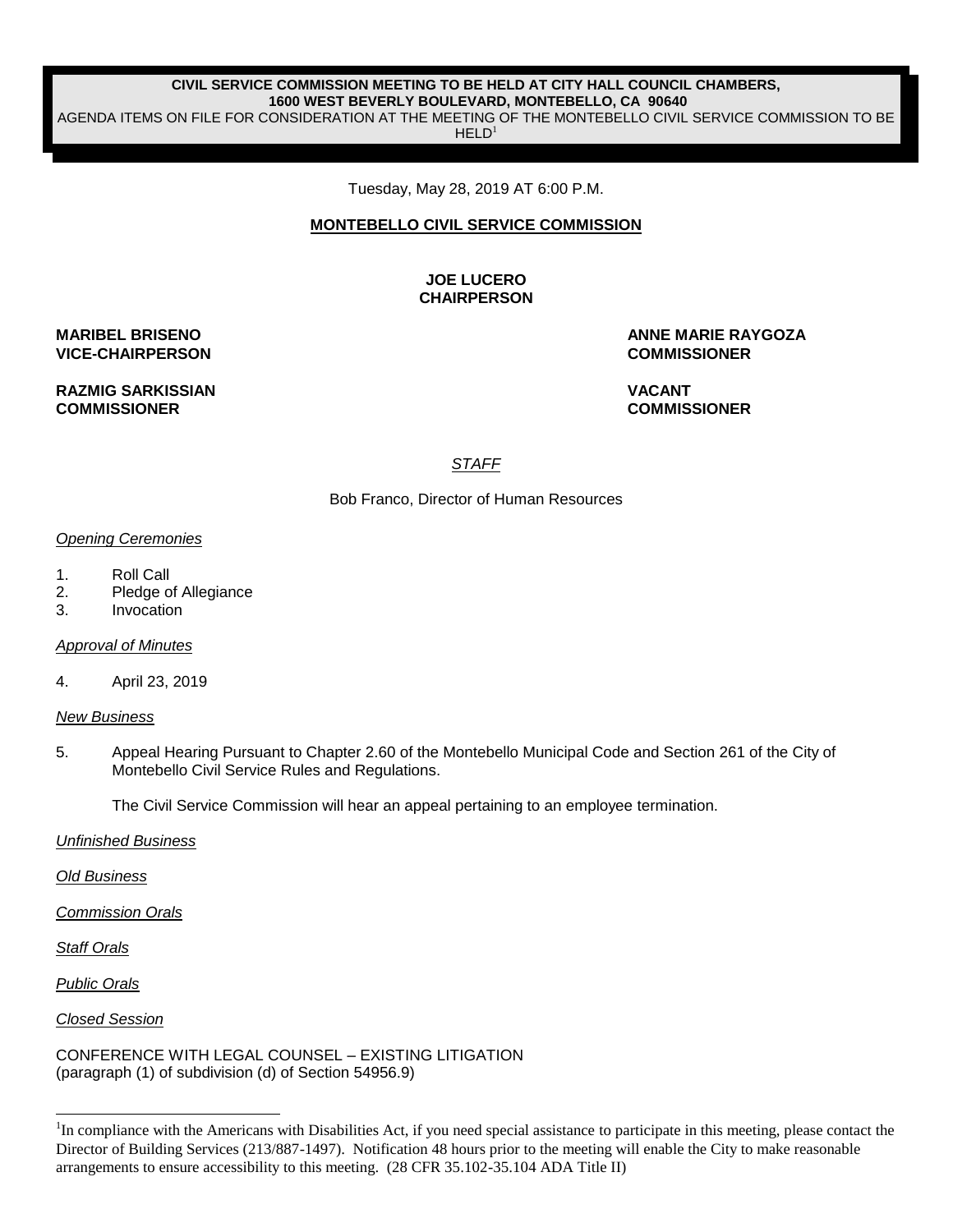**CIVIL SERVICE COMMISSION MEETING TO BE HELD AT CITY HALL COUNCIL CHAMBERS,**
**1600 WEST BEVERLY BOULEVARD, MONTEBELLO, CA 90640**
AGENDA ITEMS ON FILE FOR CONSIDERATION AT THE MEETING OF THE MONTEBELLO CIVIL SERVICE COMMISSION TO BE HELD[1]

Tuesday, May 28, 2019 AT 6:00 P.M.

**MONTEBELLO CIVIL SERVICE COMMISSION**

**JOE LUCERO**
**CHAIRPERSON**

**MARIBEL BRISENO**
**VICE-CHAIRPERSON**

**ANNE MARIE RAYGOZA**
**COMMISSIONER**

**RAZMIG SARKISSIAN**
**COMMISSIONER**

**VACANT**
**COMMISSIONER**

*STAFF*

Bob Franco, Director of Human Resources

*Opening Ceremonies*

1. Roll Call
2. Pledge of Allegiance
3. Invocation

*Approval of Minutes*

4. April 23, 2019

*New Business*

5. Appeal Hearing Pursuant to Chapter 2.60 of the Montebello Municipal Code and Section 261 of the City of Montebello Civil Service Rules and Regulations.

   The Civil Service Commission will hear an appeal pertaining to an employee termination.

*Unfinished Business*

*Old Business*

*Commission Orals*

*Staff Orals*

*Public Orals*

*Closed Session*

CONFERENCE WITH LEGAL COUNSEL – EXISTING LITIGATION
(paragraph (1) of subdivision (d) of Section 54956.9)

[1]In compliance with the Americans with Disabilities Act, if you need special assistance to participate in this meeting, please contact the Director of Building Services (213/887-1497). Notification 48 hours prior to the meeting will enable the City to make reasonable arrangements to ensure accessibility to this meeting. (28 CFR 35.102-35.104 ADA Title II)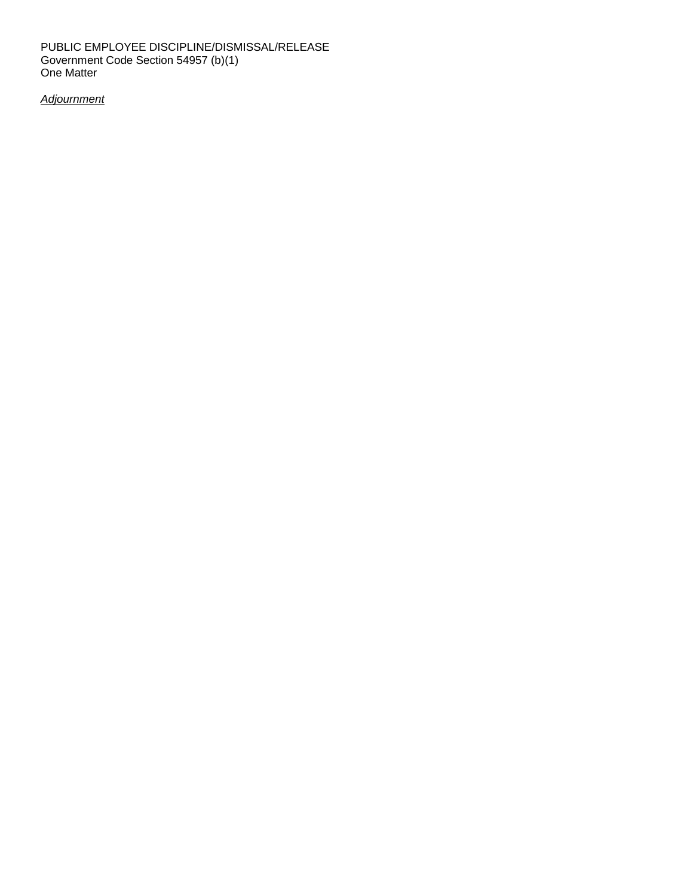PUBLIC EMPLOYEE DISCIPLINE/DISMISSAL/RELEASE
Government Code Section 54957 (b)(1)
One Matter

*Adjournment*